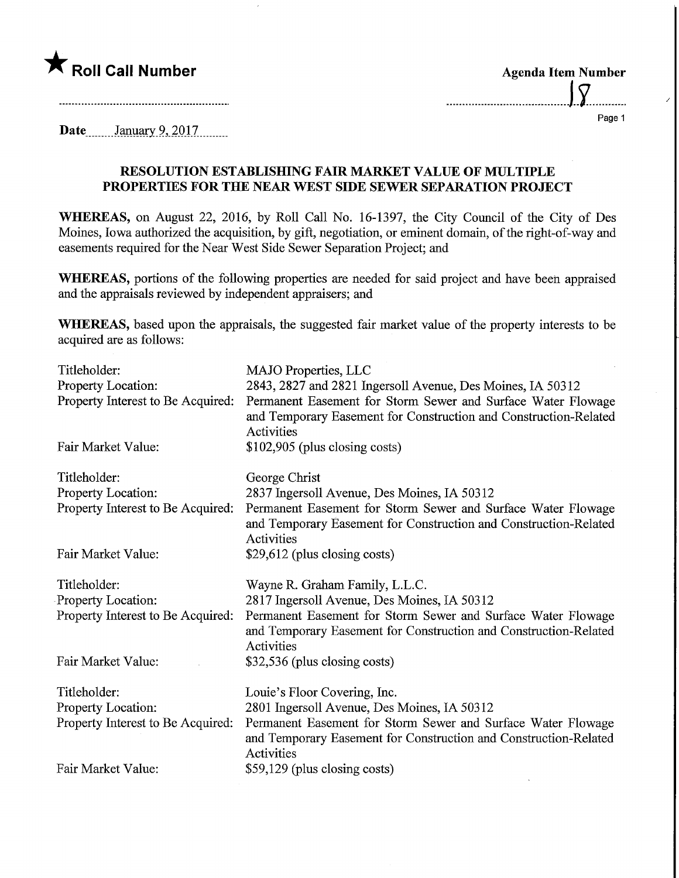★ **Roll Call Number**

**Agenda Item Number**

18

**Date** January 9, 2017

## RESOLUTION ESTABLISHING FAIR MARKET VALUE OF MULTIPLE PROPERTIES FOR THE NEAR WEST SIDE SEWER SEPARATION PROJECT

**WHEREAS,** on August 22, 2016, by Roll Call No. 16-1397, the City Council of the City of Des Moines, Iowa authorized the acquisition, by gift, negotiation, or eminent domain, of the right-of-way and easements required for the Near West Side Sewer Separation Project; and

**WHEREAS,** portions of the following properties are needed for said project and have been appraised and the appraisals reviewed by independent appraisers; and

**WHEREAS,** based upon the appraisals, the suggested fair market value of the property interests to be acquired are as follows:

Titleholder: MAJO Properties, LLC
Property Location: 2843, 2827 and 2821 Ingersoll Avenue, Des Moines, IA 50312
Property Interest to Be Acquired: Permanent Easement for Storm Sewer and Surface Water Flowage and Temporary Easement for Construction and Construction-Related Activities
Fair Market Value: $102,905 (plus closing costs)

Titleholder: George Christ
Property Location: 2837 Ingersoll Avenue, Des Moines, IA 50312
Property Interest to Be Acquired: Permanent Easement for Storm Sewer and Surface Water Flowage and Temporary Easement for Construction and Construction-Related Activities
Fair Market Value: $29,612 (plus closing costs)

Titleholder: Wayne R. Graham Family, L.L.C.
Property Location: 2817 Ingersoll Avenue, Des Moines, IA 50312
Property Interest to Be Acquired: Permanent Easement for Storm Sewer and Surface Water Flowage and Temporary Easement for Construction and Construction-Related Activities
Fair Market Value: $32,536 (plus closing costs)

Titleholder: Louie's Floor Covering, Inc.
Property Location: 2801 Ingersoll Avenue, Des Moines, IA 50312
Property Interest to Be Acquired: Permanent Easement for Storm Sewer and Surface Water Flowage and Temporary Easement for Construction and Construction-Related Activities
Fair Market Value: $59,129 (plus closing costs)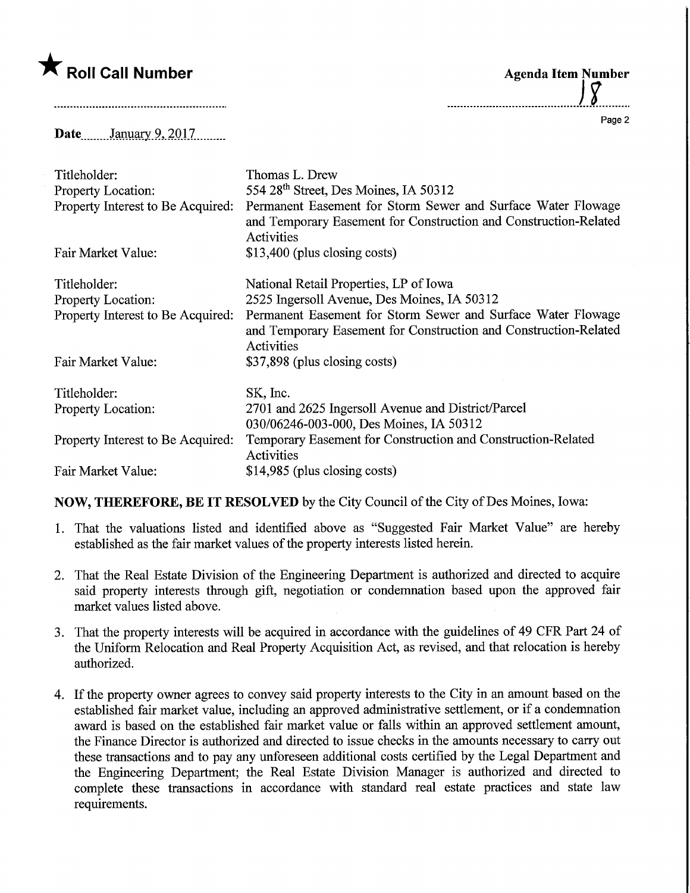★ **Roll Call Number**

**Agenda Item Number** 18

**Date** January 9, 2017

| | |
|---|---|
| Titleholder: | Thomas L. Drew |
| Property Location: | 554 28th Street, Des Moines, IA 50312 |
| Property Interest to Be Acquired: | Permanent Easement for Storm Sewer and Surface Water Flowage and Temporary Easement for Construction and Construction-Related Activities |
| Fair Market Value: | $13,400 (plus closing costs) |
| | |
| Titleholder: | National Retail Properties, LP of Iowa |
| Property Location: | 2525 Ingersoll Avenue, Des Moines, IA 50312 |
| Property Interest to Be Acquired: | Permanent Easement for Storm Sewer and Surface Water Flowage and Temporary Easement for Construction and Construction-Related Activities |
| Fair Market Value: | $37,898 (plus closing costs) |
| | |
| Titleholder: | SK, Inc. |
| Property Location: | 2701 and 2625 Ingersoll Avenue and District/Parcel 030/06246-003-000, Des Moines, IA 50312 |
| Property Interest to Be Acquired: | Temporary Easement for Construction and Construction-Related Activities |
| Fair Market Value: | $14,985 (plus closing costs) |

**NOW, THEREFORE, BE IT RESOLVED** by the City Council of the City of Des Moines, Iowa:

1. That the valuations listed and identified above as "Suggested Fair Market Value" are hereby established as the fair market values of the property interests listed herein.

2. That the Real Estate Division of the Engineering Department is authorized and directed to acquire said property interests through gift, negotiation or condemnation based upon the approved fair market values listed above.

3. That the property interests will be acquired in accordance with the guidelines of 49 CFR Part 24 of the Uniform Relocation and Real Property Acquisition Act, as revised, and that relocation is hereby authorized.

4. If the property owner agrees to convey said property interests to the City in an amount based on the established fair market value, including an approved administrative settlement, or if a condemnation award is based on the established fair market value or falls within an approved settlement amount, the Finance Director is authorized and directed to issue checks in the amounts necessary to carry out these transactions and to pay any unforeseen additional costs certified by the Legal Department and the Engineering Department; the Real Estate Division Manager is authorized and directed to complete these transactions in accordance with standard real estate practices and state law requirements.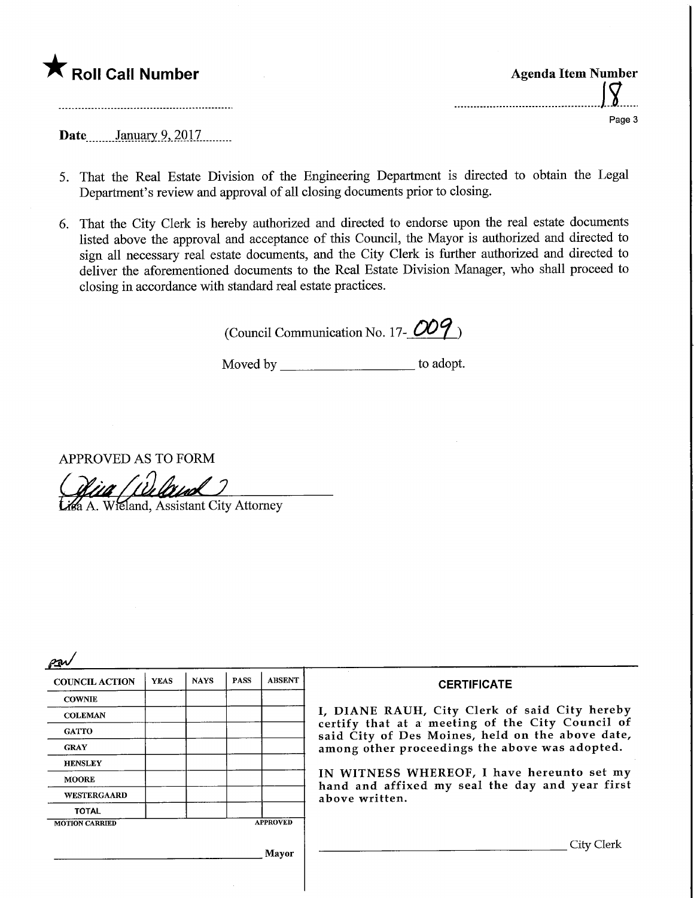★ **Roll Call Number**

**Agenda Item Number**

18

**Date** January 9, 2017

5. That the Real Estate Division of the Engineering Department is directed to obtain the Legal Department's review and approval of all closing documents prior to closing.

6. That the City Clerk is hereby authorized and directed to endorse upon the real estate documents listed above the approval and acceptance of this Council, the Mayor is authorized and directed to sign all necessary real estate documents, and the City Clerk is further authorized and directed to deliver the aforementioned documents to the Real Estate Division Manager, who shall proceed to closing in accordance with standard real estate practices.

(Council Communication No. 17-009)

Moved by ____________________ to adopt.

APPROVED AS TO FORM

Lisa A. Wieland, Assistant City Attorney

| COUNCIL ACTION | YEAS | NAYS | PASS | ABSENT |
|---|---|---|---|---|
| COWNIE | | | | |
| COLEMAN | | | | |
| GATTO | | | | |
| GRAY | | | | |
| HENSLEY | | | | |
| MOORE | | | | |
| WESTERGAARD | | | | |
| TOTAL | | | | |
| MOTION CARRIED | | | | APPROVED |

______________________________ Mayor

**CERTIFICATE**

I, DIANE RAUH, City Clerk of said City hereby certify that at a meeting of the City Council of said City of Des Moines, held on the above date, among other proceedings the above was adopted.

IN WITNESS WHEREOF, I have hereunto set my hand and affixed my seal the day and year first above written.

______________________________ City Clerk